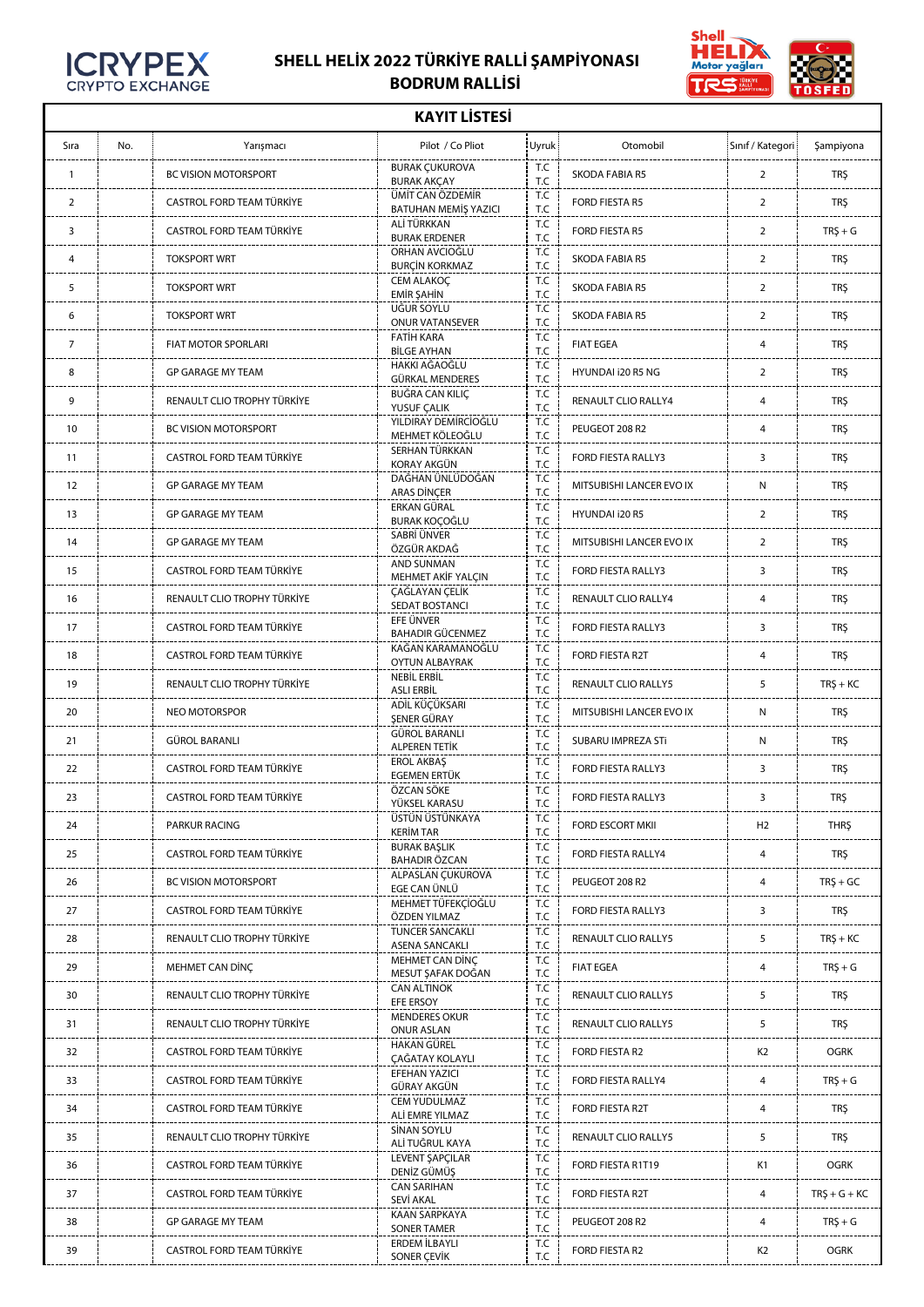# SHELL HELİX 2022 TÜRKİYE RALLİ ŞAMPİYONASI

## BODRUM RALLİSİ

### KAYIT LİSTESİ

| Sıra | No. | Yarışmacı | Pilot / Co Pliot | Uyruk | Otomobil | Sınıf / Kategori | Şampiyona |
|---|---|---|---|---|---|---|---|
| 1 | | BC VISION MOTORSPORT | BURAK ÇUKUROVA<br>BURAK AKÇAY | T.C<br>T.C | SKODA FABIA R5 | 2 | TRŞ |
| 2 | | CASTROL FORD TEAM TÜRKİYE | ÜMİT CAN ÖZDEMİR<br>BATUHAN MEMİŞ YAZICI | T.C<br>T.C | FORD FIESTA R5 | 2 | TRŞ |
| 3 | | CASTROL FORD TEAM TÜRKİYE | ALİ TÜRKKAN<br>BURAK ERDENER | T.C<br>T.C | FORD FIESTA R5 | 2 | TRŞ + G |
| 4 | | TOKSPORT WRT | ORHAN AVCIOĞLU<br>BURÇİN KORKMAZ | T.C<br>T.C | SKODA FABIA R5 | 2 | TRŞ |
| 5 | | TOKSPORT WRT | CEM ALAKOÇ<br>EMİR ŞAHİN | T.C<br>T.C | SKODA FABIA R5 | 2 | TRŞ |
| 6 | | TOKSPORT WRT | UĞUR SOYLU<br>ONUR VATANSEVER | T.C<br>T.C | SKODA FABIA R5 | 2 | TRŞ |
| 7 | | FIAT MOTOR SPORLARI | FATİH KARA<br>BİLGE AYHAN | T.C<br>T.C | FIAT EGEA | 4 | TRŞ |
| 8 | | GP GARAGE MY TEAM | HAKKI AĞAOĞLU<br>GÜRKAL MENDERES | T.C<br>T.C | HYUNDAI i20 R5 NG | 2 | TRŞ |
| 9 | | RENAULT CLIO TROPHY TÜRKİYE | BUĞRA CAN KILIÇ<br>YUSUF ÇALIK | T.C<br>T.C | RENAULT CLIO RALLY4 | 4 | TRŞ |
| 10 | | BC VISION MOTORSPORT | YILDIRAY DEMİRCİOĞLU<br>MEHMET KÖLEOĞLU | T.C<br>T.C | PEUGEOT 208 R2 | 4 | TRŞ |
| 11 | | CASTROL FORD TEAM TÜRKİYE | SERHAN TÜRKKAN<br>KORAY AKGÜN | T.C<br>T.C | FORD FIESTA RALLY3 | 3 | TRŞ |
| 12 | | GP GARAGE MY TEAM | DAĞHAN ÜNLÜDOĞAN<br>ARAS DİNÇER | T.C<br>T.C | MITSUBISHI LANCER EVO IX | N | TRŞ |
| 13 | | GP GARAGE MY TEAM | ERKAN GÜRAL<br>BURAK KOÇOĞLU | T.C<br>T.C | HYUNDAI i20 R5 | 2 | TRŞ |
| 14 | | GP GARAGE MY TEAM | SABRİ ÜNVER<br>ÖZGÜR AKDAĞ | T.C<br>T.C | MITSUBISHI LANCER EVO IX | 2 | TRŞ |
| 15 | | CASTROL FORD TEAM TÜRKİYE | AND SUNMAN<br>MEHMET AKİF YALÇIN | T.C<br>T.C | FORD FIESTA RALLY3 | 3 | TRŞ |
| 16 | | RENAULT CLIO TROPHY TÜRKİYE | ÇAĞLAYAN ÇELİK<br>SEDAT BOSTANCI | T.C<br>T.C | RENAULT CLIO RALLY4 | 4 | TRŞ |
| 17 | | CASTROL FORD TEAM TÜRKİYE | EFE ÜNVER<br>BAHADIR GÜCENMEZ | T.C<br>T.C | FORD FIESTA RALLY3 | 3 | TRŞ |
| 18 | | CASTROL FORD TEAM TÜRKİYE | KAĞAN KARAMANOĞLU<br>OYTUN ALBAYRAK | T.C<br>T.C | FORD FIESTA R2T | 4 | TRŞ |
| 19 | | RENAULT CLIO TROPHY TÜRKİYE | NEBİL ERBİL<br>ASLI ERBİL | T.C<br>T.C | RENAULT CLIO RALLY5 | 5 | TRŞ + KC |
| 20 | | NEO MOTORSPOR | ADİL KÜÇÜKSARI<br>ŞENER GÜRAY | T.C<br>T.C | MITSUBISHI LANCER EVO IX | N | TRŞ |
| 21 | | GÜROL BARANLI | GÜROL BARANLI<br>ALPEREN TETİK | T.C<br>T.C | SUBARU IMPREZA STi | N | TRŞ |
| 22 | | CASTROL FORD TEAM TÜRKİYE | EROL AKBAŞ<br>EGEMEN ERTÜK | T.C<br>T.C | FORD FIESTA RALLY3 | 3 | TRŞ |
| 23 | | CASTROL FORD TEAM TÜRKİYE | ÖZCAN SÖKE<br>YÜKSEL KARASU | T.C<br>T.C | FORD FIESTA RALLY3 | 3 | TRŞ |
| 24 | | PARKUR RACING | ÜSTÜN ÜSTÜNKAYA<br>KERİM TAR | T.C<br>T.C | FORD ESCORT MKII | H2 | THRŞ |
| 25 | | CASTROL FORD TEAM TÜRKİYE | BURAK BAŞLIK<br>BAHADIR ÖZCAN | T.C<br>T.C | FORD FIESTA RALLY4 | 4 | TRŞ |
| 26 | | BC VISION MOTORSPORT | ALPASLAN ÇUKUROVA<br>EGE CAN ÜNLÜ | T.C<br>T.C | PEUGEOT 208 R2 | 4 | TRŞ + GC |
| 27 | | CASTROL FORD TEAM TÜRKİYE | MEHMET TÜFEKÇİOĞLU<br>ÖZDEN YILMAZ | T.C<br>T.C | FORD FIESTA RALLY3 | 3 | TRŞ |
| 28 | | RENAULT CLIO TROPHY TÜRKİYE | TUNCER SANCAKLI<br>ASENA SANCAKLI | T.C<br>T.C | RENAULT CLIO RALLY5 | 5 | TRŞ + KC |
| 29 | | MEHMET CAN DİNÇ | MEHMET CAN DİNÇ<br>MESUT ŞAFAK DOĞAN | T.C<br>T.C | FIAT EGEA | 4 | TRŞ + G |
| 30 | | RENAULT CLIO TROPHY TÜRKİYE | CAN ALTINOK<br>EFE ERSOY | T.C<br>T.C | RENAULT CLIO RALLY5 | 5 | TRŞ |
| 31 | | RENAULT CLIO TROPHY TÜRKİYE | MENDERES OKUR<br>ONUR ASLAN | T.C<br>T.C | RENAULT CLIO RALLY5 | 5 | TRŞ |
| 32 | | CASTROL FORD TEAM TÜRKİYE | HAKAN GÜREL<br>ÇAĞATAY KOLAYLI | T.C<br>T.C | FORD FIESTA R2 | K2 | OGRK |
| 33 | | CASTROL FORD TEAM TÜRKİYE | EFEHAN YAZICI<br>GÜRAY AKGÜN | T.C<br>T.C | FORD FIESTA RALLY4 | 4 | TRŞ + G |
| 34 | | CASTROL FORD TEAM TÜRKİYE | CEM YUDULMAZ<br>ALİ EMRE YILMAZ | T.C<br>T.C | FORD FIESTA R2T | 4 | TRŞ |
| 35 | | RENAULT CLIO TROPHY TÜRKİYE | SİNAN SOYLU<br>ALİ TUĞRUL KAYA | T.C<br>T.C | RENAULT CLIO RALLY5 | 5 | TRŞ |
| 36 | | CASTROL FORD TEAM TÜRKİYE | LEVENT ŞAPÇILAR<br>DENİZ GÜMÜŞ | T.C<br>T.C | FORD FIESTA R1T19 | K1 | OGRK |
| 37 | | CASTROL FORD TEAM TÜRKİYE | CAN SARIHAN<br>SEVİ AKAL | T.C<br>T.C | FORD FIESTA R2T | 4 | TRŞ + G + KC |
| 38 | | GP GARAGE MY TEAM | KAAN SARPKAYA<br>SONER TAMER | T.C<br>T.C | PEUGEOT 208 R2 | 4 | TRŞ + G |
| 39 | | CASTROL FORD TEAM TÜRKİYE | ERDEM İLBAYLI<br>SONER ÇEVİK | T.C<br>T.C | FORD FIESTA R2 | K2 | OGRK |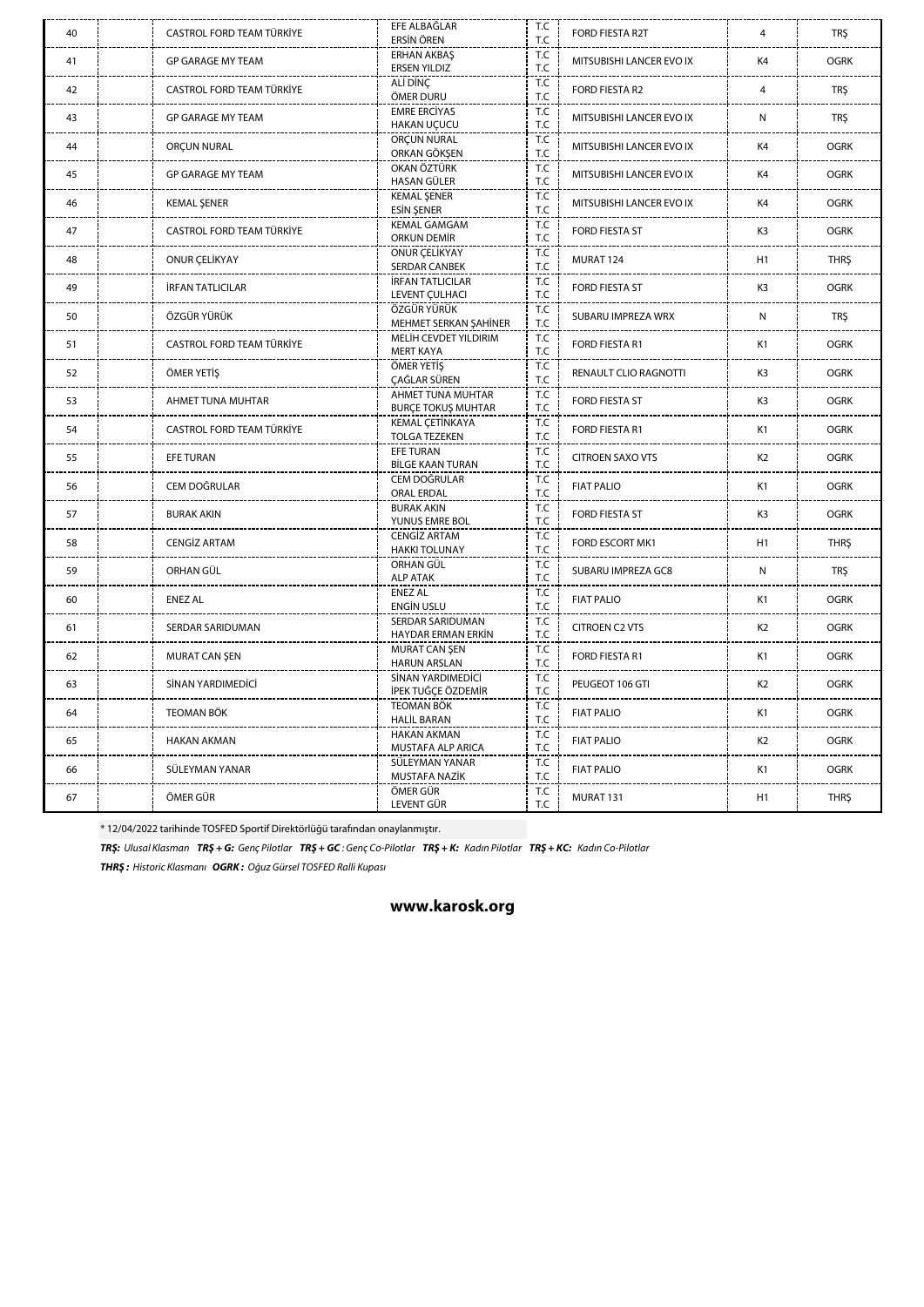| | | | | | | | |
|---|---|---|---|---|---|---|---|
| 40 | | CASTROL FORD TEAM TÜRKİYE | EFE ALBAĞLAR<br>ERSİN ÖREN | T.C<br>T.C | FORD FIESTA R2T | 4 | TRŞ |
| 41 | | GP GARAGE MY TEAM | ERHAN AKBAŞ<br>ERSEN YILDIZ | T.C<br>T.C | MITSUBISHI LANCER EVO IX | K4 | OGRK |
| 42 | | CASTROL FORD TEAM TÜRKİYE | ALİ DİNÇ<br>ÖMER DURU | T.C<br>T.C | FORD FIESTA R2 | 4 | TRŞ |
| 43 | | GP GARAGE MY TEAM | EMRE ERCİYAS<br>HAKAN UÇUCU | T.C<br>T.C | MITSUBISHI LANCER EVO IX | N | TRŞ |
| 44 | | ORÇUN NURAL | ORÇUN NURAL<br>ORKAN GÖKŞEN | T.C<br>T.C | MITSUBISHI LANCER EVO IX | K4 | OGRK |
| 45 | | GP GARAGE MY TEAM | OKAN ÖZTÜRK<br>HASAN GÜLER | T.C<br>T.C | MITSUBISHI LANCER EVO IX | K4 | OGRK |
| 46 | | KEMAL ŞENER | KEMAL ŞENER<br>ESİN ŞENER | T.C<br>T.C | MITSUBISHI LANCER EVO IX | K4 | OGRK |
| 47 | | CASTROL FORD TEAM TÜRKİYE | KEMAL GAMGAM<br>ORKUN DEMİR | T.C<br>T.C | FORD FIESTA ST | K3 | OGRK |
| 48 | | ONUR ÇELİKYAY | ONUR ÇELİKYAY<br>SERDAR CANBEK | T.C<br>T.C | MURAT 124 | H1 | THRŞ |
| 49 | | İRFAN TATLICILAR | İRFAN TATLICILAR<br>LEVENT ÇULHACI | T.C<br>T.C | FORD FIESTA ST | K3 | OGRK |
| 50 | | ÖZGÜR YÜRÜK | ÖZGÜR YÜRÜK<br>MEHMET SERKAN ŞAHİNER | T.C<br>T.C | SUBARU IMPREZA WRX | N | TRŞ |
| 51 | | CASTROL FORD TEAM TÜRKİYE | MELİH CEVDET YILDIRIM<br>MERT KAYA | T.C<br>T.C | FORD FIESTA R1 | K1 | OGRK |
| 52 | | ÖMER YETİŞ | ÖMER YETİŞ<br>ÇAĞLAR SÜREN | T.C<br>T.C | RENAULT CLIO RAGNOTTI | K3 | OGRK |
| 53 | | AHMET TUNA MUHTAR | AHMET TUNA MUHTAR<br>BURÇE TOKUŞ MUHTAR | T.C<br>T.C | FORD FIESTA ST | K3 | OGRK |
| 54 | | CASTROL FORD TEAM TÜRKİYE | KEMAL ÇETİNKAYA<br>TOLGA TEZEKEN | T.C<br>T.C | FORD FIESTA R1 | K1 | OGRK |
| 55 | | EFE TURAN | EFE TURAN<br>BİLGE KAAN TURAN | T.C<br>T.C | CITROEN SAXO VTS | K2 | OGRK |
| 56 | | CEM DOĞRULAR | CEM DOĞRULAR<br>ORAL ERDAL | T.C<br>T.C | FIAT PALIO | K1 | OGRK |
| 57 | | BURAK AKIN | BURAK AKIN<br>YUNUS EMRE BOL | T.C<br>T.C | FORD FIESTA ST | K3 | OGRK |
| 58 | | CENGİZ ARTAM | CENGİZ ARTAM<br>HAKKI TOLUNAY | T.C<br>T.C | FORD ESCORT MK1 | H1 | THRŞ |
| 59 | | ORHAN GÜL | ORHAN GÜL<br>ALP ATAK | T.C<br>T.C | SUBARU IMPREZA GC8 | N | TRŞ |
| 60 | | ENEZ AL | ENEZ AL<br>ENGİN USLU | T.C<br>T.C | FIAT PALIO | K1 | OGRK |
| 61 | | SERDAR SARIDUMAN | SERDAR SARIDUMAN<br>HAYDAR ERMAN ERKİN | T.C<br>T.C | CITROEN C2 VTS | K2 | OGRK |
| 62 | | MURAT CAN ŞEN | MURAT CAN ŞEN<br>HARUN ARSLAN | T.C<br>T.C | FORD FIESTA R1 | K1 | OGRK |
| 63 | | SİNAN YARDIMEDİCİ | SİNAN YARDIMEDİCİ<br>İPEK TUĞÇE ÖZDEMİR | T.C<br>T.C | PEUGEOT 106 GTI | K2 | OGRK |
| 64 | | TEOMAN BÖK | TEOMAN BÖK<br>HALİL BARAN | T.C<br>T.C | FIAT PALIO | K1 | OGRK |
| 65 | | HAKAN AKMAN | HAKAN AKMAN<br>MUSTAFA ALP ARICA | T.C<br>T.C | FIAT PALIO | K2 | OGRK |
| 66 | | SÜLEYMAN YANAR | SÜLEYMAN YANAR<br>MUSTAFA NAZİK | T.C<br>T.C | FIAT PALIO | K1 | OGRK |
| 67 | | ÖMER GÜR | ÖMER GÜR<br>LEVENT GÜR | T.C<br>T.C | MURAT 131 | H1 | THRŞ |

* 12/04/2022 tarihinde TOSFED Sportif Direktörlüğü tarafından onaylanmıştır.

***TRŞ:*** *Ulusal Klasman* ***TRŞ + G:*** *Genç Pilotlar* ***TRŞ + GC*** *: Genç Co-Pilotlar* ***TRŞ + K:*** *Kadın Pilotlar* ***TRŞ + KC:*** *Kadın Co-Pilotlar*

***THRŞ :*** *Historic Klasmanı* ***OGRK :*** *Oğuz Gürsel TOSFED Ralli Kupası*

**www.karosk.org**